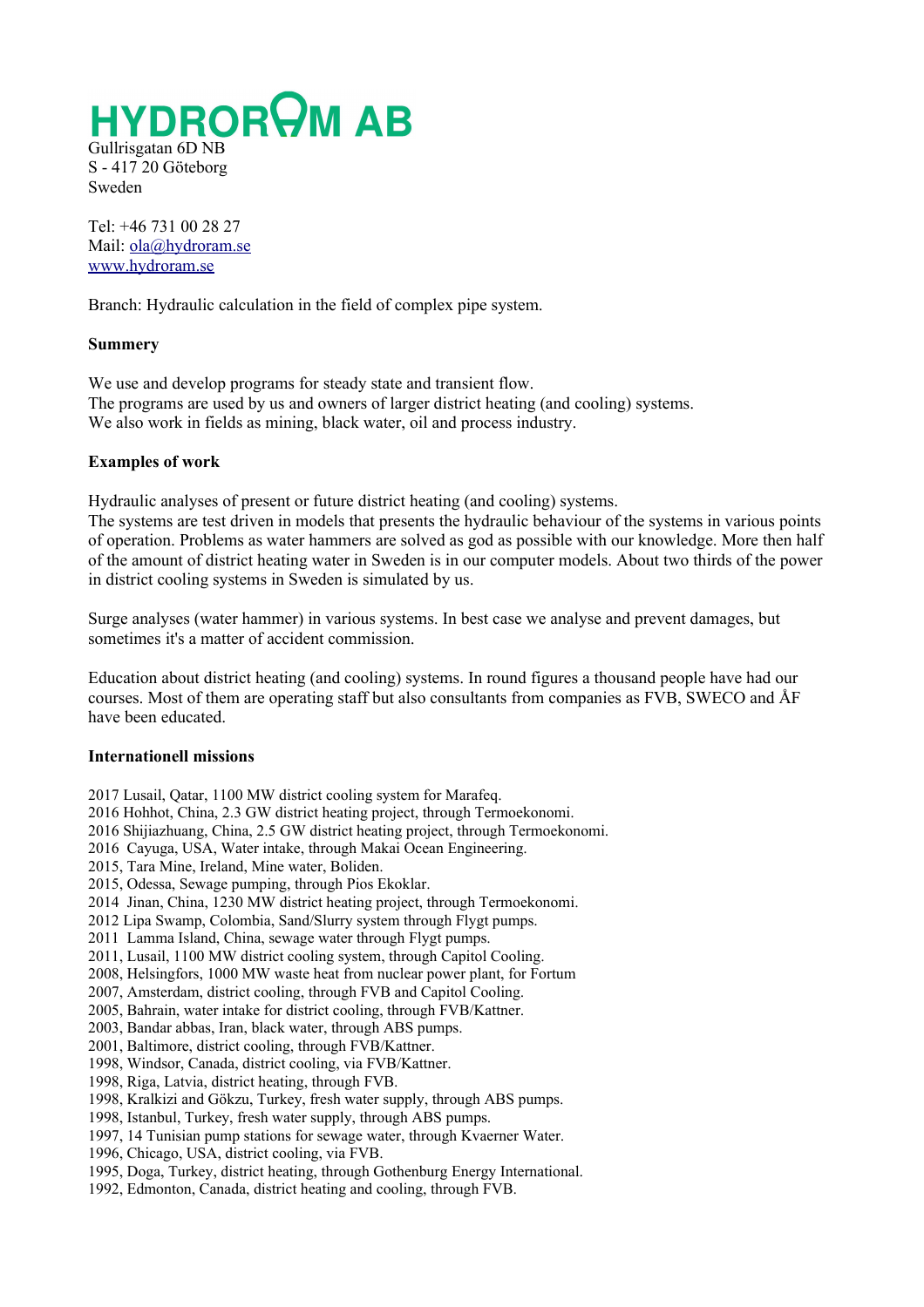# HYDRORAM AB

Gullrisgatan 6D NB
S - 417 20 Göteborg
Sweden

Tel: +46 731 00 28 27
Mail: ola@hydroram.se
www.hydroram.se

Branch: Hydraulic calculation in the field of complex pipe system.

**Summery**

We use and develop programs for steady state and transient flow.
The programs are used by us and owners of larger district heating (and cooling) systems.
We also work in fields as mining, black water, oil and process industry.

**Examples of work**

Hydraulic analyses of present or future district heating (and cooling) systems.
The systems are test driven in models that presents the hydraulic behaviour of the systems in various points of operation. Problems as water hammers are solved as god as possible with our knowledge. More then half of the amount of district heating water in Sweden is in our computer models. About two thirds of the power in district cooling systems in Sweden is simulated by us.

Surge analyses (water hammer) in various systems. In best case we analyse and prevent damages, but sometimes it's a matter of accident commission.

Education about district heating (and cooling) systems. In round figures a thousand people have had our courses. Most of them are operating staff but also consultants from companies as FVB, SWECO and ÅF have been educated.

**Internationell missions**

2017 Lusail, Qatar, 1100 MW district cooling system for Marafeq.
2016 Hohhot, China, 2.3 GW district heating project, through Termoekonomi.
2016 Shijiazhuang, China, 2.5 GW district heating project, through Termoekonomi.
2016 Cayuga, USA, Water intake, through Makai Ocean Engineering.
2015, Tara Mine, Ireland, Mine water, Boliden.
2015, Odessa, Sewage pumping, through Pios Ekoklar.
2014 Jinan, China, 1230 MW district heating project, through Termoekonomi.
2012 Lipa Swamp, Colombia, Sand/Slurry system through Flygt pumps.
2011 Lamma Island, China, sewage water through Flygt pumps.
2011, Lusail, 1100 MW district cooling system, through Capitol Cooling.
2008, Helsingfors, 1000 MW waste heat from nuclear power plant, for Fortum
2007, Amsterdam, district cooling, through FVB and Capitol Cooling.
2005, Bahrain, water intake for district cooling, through FVB/Kattner.
2003, Bandar abbas, Iran, black water, through ABS pumps.
2001, Baltimore, district cooling, through FVB/Kattner.
1998, Windsor, Canada, district cooling, via FVB/Kattner.
1998, Riga, Latvia, district heating, through FVB.
1998, Kralkizi and Gökzu, Turkey, fresh water supply, through ABS pumps.
1998, Istanbul, Turkey, fresh water supply, through ABS pumps.
1997, 14 Tunisian pump stations for sewage water, through Kvaerner Water.
1996, Chicago, USA, district cooling, via FVB.
1995, Doga, Turkey, district heating, through Gothenburg Energy International.
1992, Edmonton, Canada, district heating and cooling, through FVB.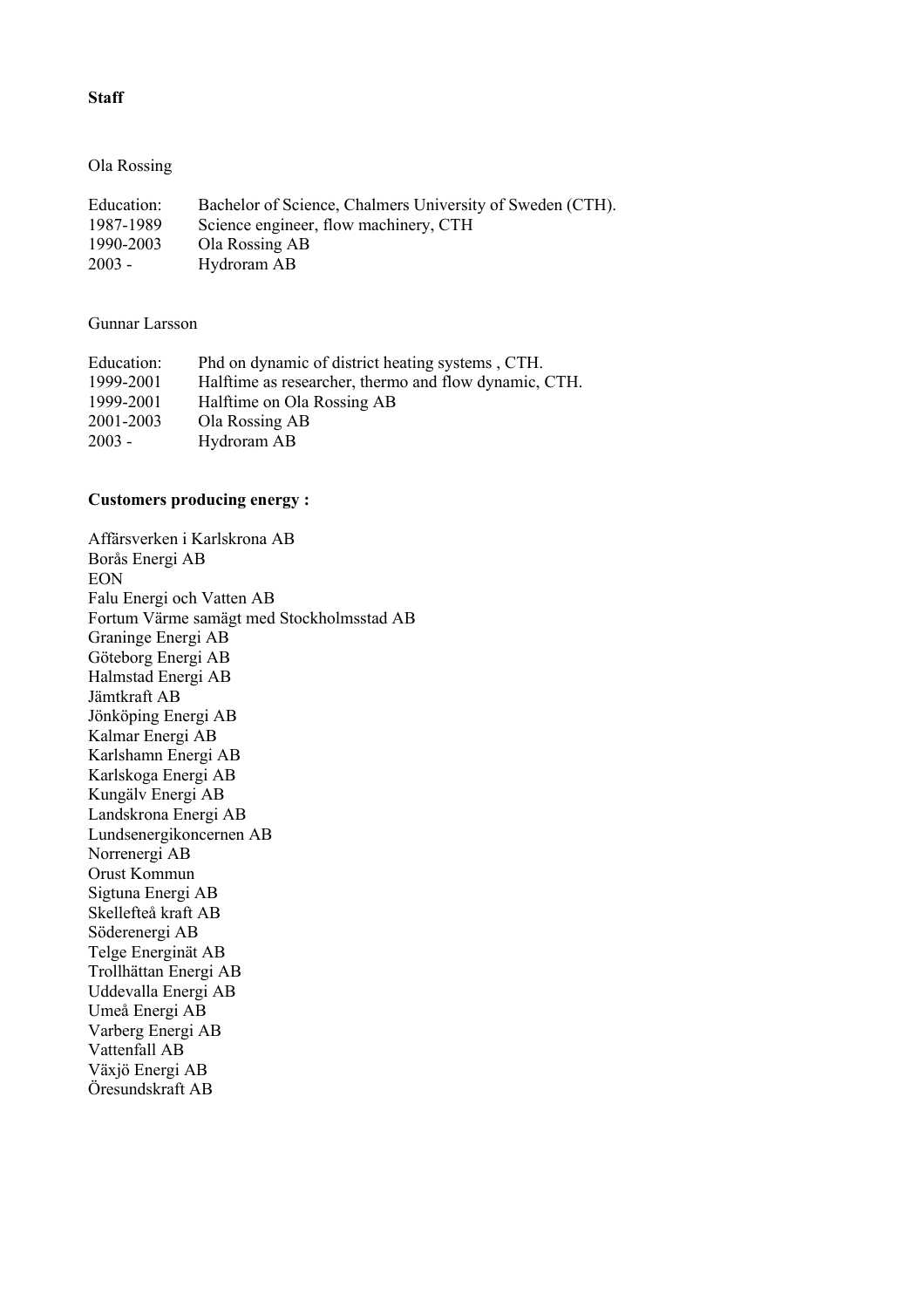**Staff**

Ola Rossing

| | |
|---|---|
| Education: | Bachelor of Science, Chalmers University of Sweden (CTH). |
| 1987-1989 | Science engineer, flow machinery, CTH |
| 1990-2003 | Ola Rossing AB |
| 2003 - | Hydroram AB |

Gunnar Larsson

| | |
|---|---|
| Education: | Phd on dynamic of district heating systems , CTH. |
| 1999-2001 | Halftime as researcher, thermo and flow dynamic, CTH. |
| 1999-2001 | Halftime on Ola Rossing AB |
| 2001-2003 | Ola Rossing AB |
| 2003 - | Hydroram AB |

**Customers producing energy :**

Affärsverken i Karlskrona AB  
Borås Energi AB  
EON  
Falu Energi och Vatten AB  
Fortum Värme samägt med Stockholmsstad AB  
Graninge Energi AB  
Göteborg Energi AB  
Halmstad Energi AB  
Jämtkraft AB  
Jönköping Energi AB  
Kalmar Energi AB  
Karlshamn Energi AB  
Karlskoga Energi AB  
Kungälv Energi AB  
Landskrona Energi AB  
Lundsenergikoncernen AB  
Norrenergi AB  
Orust Kommun  
Sigtuna Energi AB  
Skellefteå kraft AB  
Söderenergi AB  
Telge Energinät AB  
Trollhättan Energi AB  
Uddevalla Energi AB  
Umeå Energi AB  
Varberg Energi AB  
Vattenfall AB  
Växjö Energi AB  
Öresundskraft AB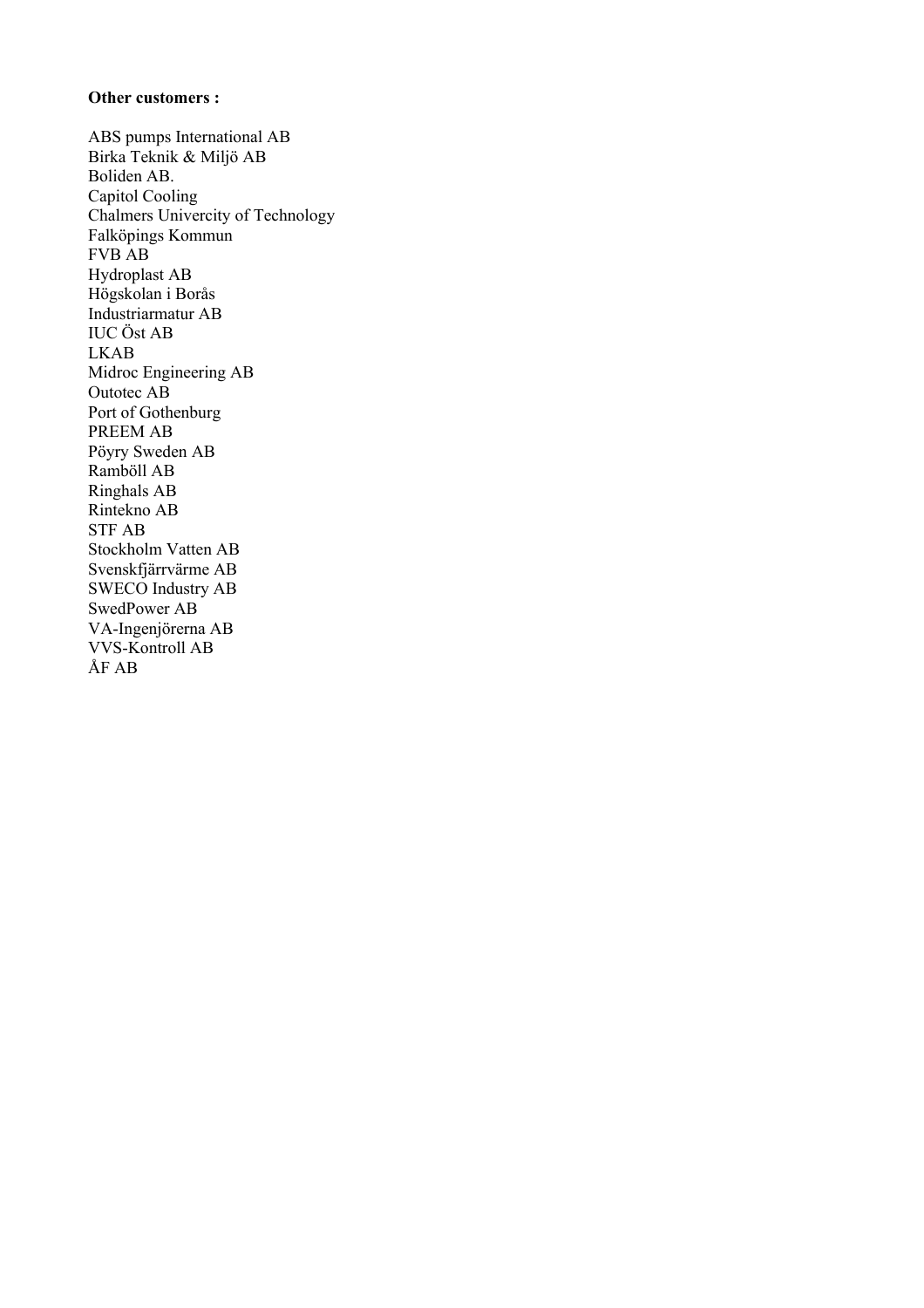**Other customers :**

ABS pumps International AB
Birka Teknik & Miljö AB
Boliden AB.
Capitol Cooling
Chalmers Univercity of Technology
Falköpings Kommun
FVB AB
Hydroplast AB
Högskolan i Borås
Industriarmatur AB
IUC Öst AB
LKAB
Midroc Engineering AB
Outotec AB
Port of Gothenburg
PREEM AB
Pöyry Sweden AB
Ramböll AB
Ringhals AB
Rintekno AB
STF AB
Stockholm Vatten AB
Svenskfjärrvärme AB
SWECO Industry AB
SwedPower AB
VA-Ingenjörerna AB
VVS-Kontroll AB
ÅF AB